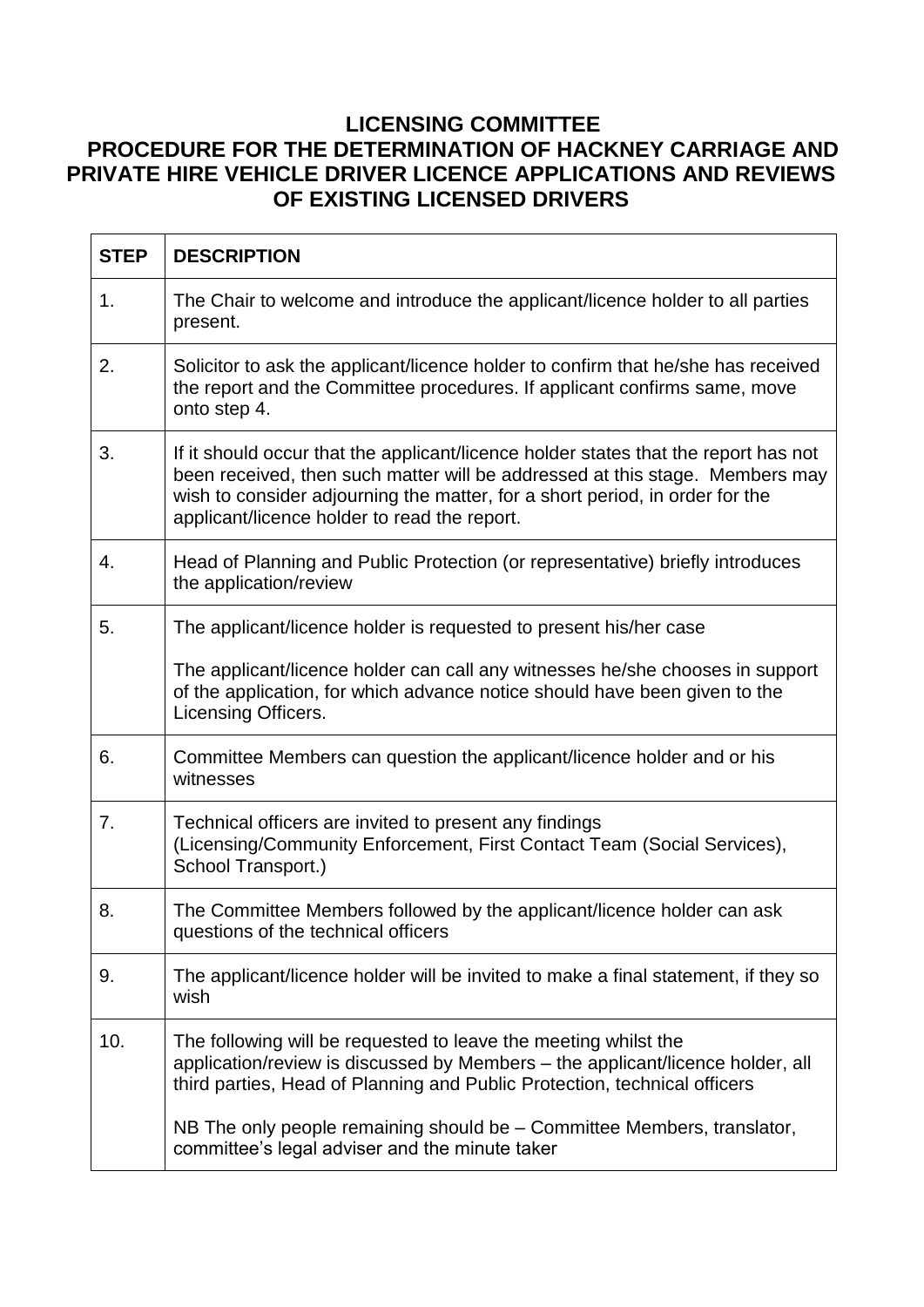# LICENSING COMMITTEE
## PROCEDURE FOR THE DETERMINATION OF HACKNEY CARRIAGE AND PRIVATE HIRE VEHICLE DRIVER LICENCE APPLICATIONS AND REVIEWS OF EXISTING LICENSED DRIVERS

| STEP | DESCRIPTION |
|---|---|
| 1. | The Chair to welcome and introduce the applicant/licence holder to all parties present. |
| 2. | Solicitor to ask the applicant/licence holder to confirm that he/she has received the report and the Committee procedures. If applicant confirms same, move onto step 4. |
| 3. | If it should occur that the applicant/licence holder states that the report has not been received, then such matter will be addressed at this stage. Members may wish to consider adjourning the matter, for a short period, in order for the applicant/licence holder to read the report. |
| 4. | Head of Planning and Public Protection (or representative) briefly introduces the application/review |
| 5. | The applicant/licence holder is requested to present his/her case<br><br>The applicant/licence holder can call any witnesses he/she chooses in support of the application, for which advance notice should have been given to the Licensing Officers. |
| 6. | Committee Members can question the applicant/licence holder and or his witnesses |
| 7. | Technical officers are invited to present any findings (Licensing/Community Enforcement, First Contact Team (Social Services), School Transport.) |
| 8. | The Committee Members followed by the applicant/licence holder can ask questions of the technical officers |
| 9. | The applicant/licence holder will be invited to make a final statement, if they so wish |
| 10. | The following will be requested to leave the meeting whilst the application/review is discussed by Members – the applicant/licence holder, all third parties, Head of Planning and Public Protection, technical officers<br><br>NB The only people remaining should be – Committee Members, translator, committee's legal adviser and the minute taker |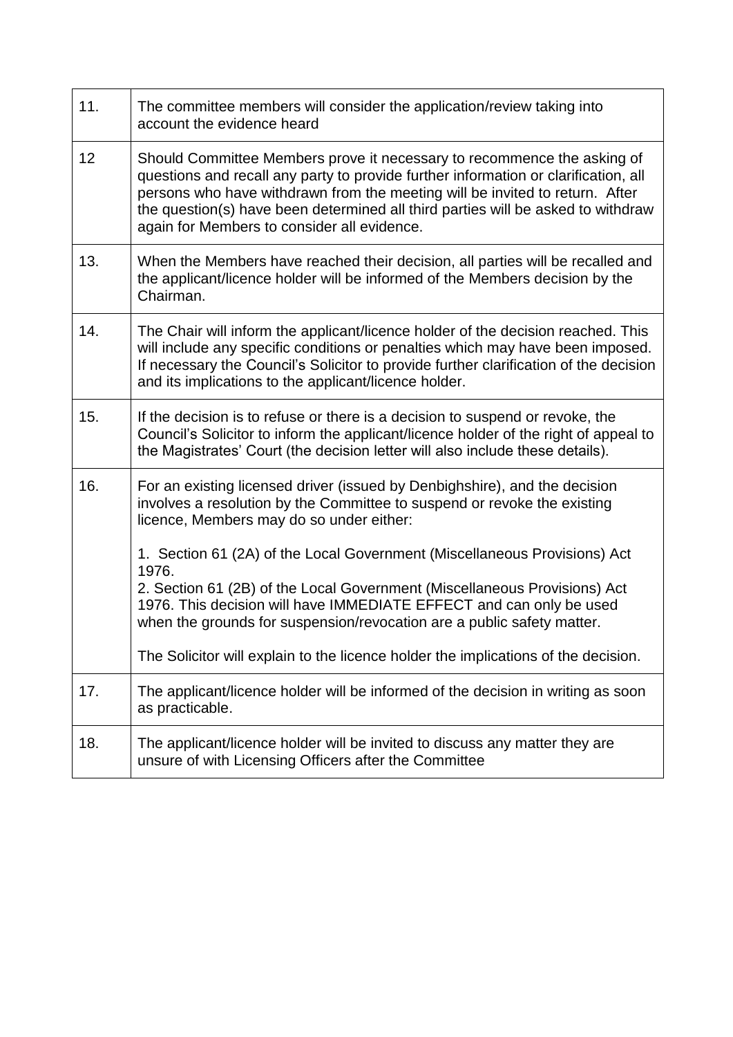| | |
|---|---|
| 11. | The committee members will consider the application/review taking into account the evidence heard |
| 12 | Should Committee Members prove it necessary to recommence the asking of questions and recall any party to provide further information or clarification, all persons who have withdrawn from the meeting will be invited to return. After the question(s) have been determined all third parties will be asked to withdraw again for Members to consider all evidence. |
| 13. | When the Members have reached their decision, all parties will be recalled and the applicant/licence holder will be informed of the Members decision by the Chairman. |
| 14. | The Chair will inform the applicant/licence holder of the decision reached. This will include any specific conditions or penalties which may have been imposed. If necessary the Council's Solicitor to provide further clarification of the decision and its implications to the applicant/licence holder. |
| 15. | If the decision is to refuse or there is a decision to suspend or revoke, the Council's Solicitor to inform the applicant/licence holder of the right of appeal to the Magistrates' Court (the decision letter will also include these details). |
| 16. | For an existing licensed driver (issued by Denbighshire), and the decision involves a resolution by the Committee to suspend or revoke the existing licence, Members may do so under either:<br><br>1. Section 61 (2A) of the Local Government (Miscellaneous Provisions) Act 1976.<br>2. Section 61 (2B) of the Local Government (Miscellaneous Provisions) Act 1976. This decision will have IMMEDIATE EFFECT and can only be used when the grounds for suspension/revocation are a public safety matter.<br><br>The Solicitor will explain to the licence holder the implications of the decision. |
| 17. | The applicant/licence holder will be informed of the decision in writing as soon as practicable. |
| 18. | The applicant/licence holder will be invited to discuss any matter they are unsure of with Licensing Officers after the Committee |